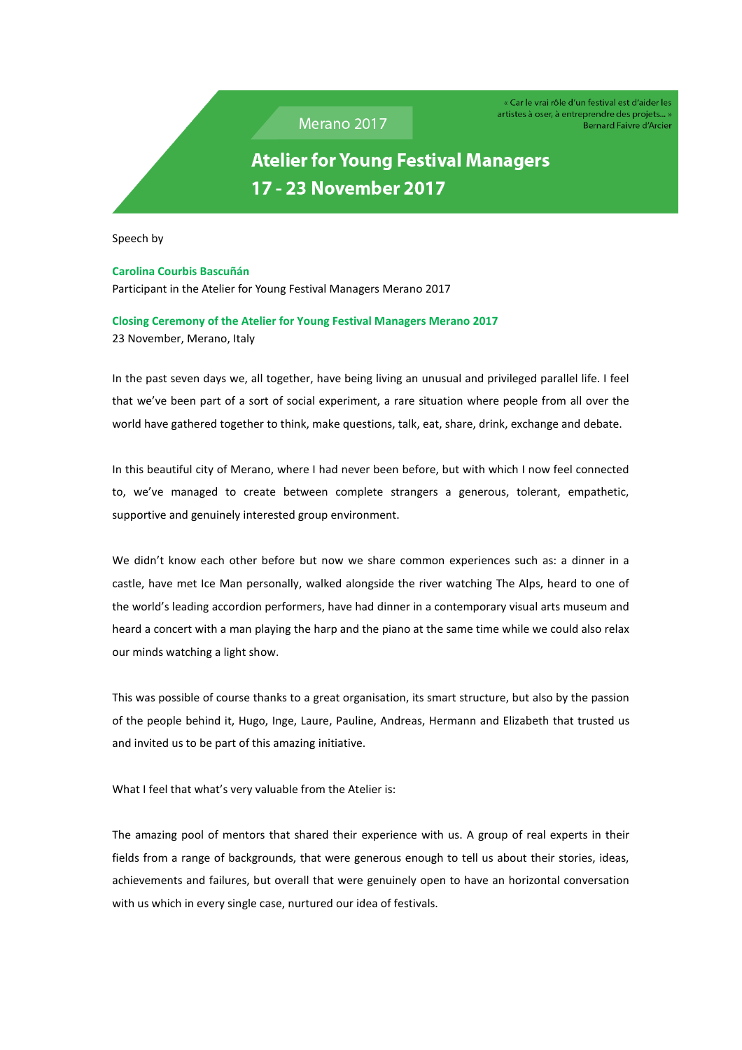Merano 2017

« Car le vrai rôle d'un festival est d'aider les artistes à oser, à entreprendre des projets... »
Bernard Faivre d'Arcier

# Atelier for Young Festival Managers
# 17 - 23 November 2017

Speech by

**Carolina Courbis Bascuñán**
Participant in the Atelier for Young Festival Managers Merano 2017

**Closing Ceremony of the Atelier for Young Festival Managers Merano 2017**
23 November, Merano, Italy

In the past seven days we, all together, have being living an unusual and privileged parallel life. I feel that we've been part of a sort of social experiment, a rare situation where people from all over the world have gathered together to think, make questions, talk, eat, share, drink, exchange and debate.

In this beautiful city of Merano, where I had never been before, but with which I now feel connected to, we've managed to create between complete strangers a generous, tolerant, empathetic, supportive and genuinely interested group environment.

We didn't know each other before but now we share common experiences such as: a dinner in a castle, have met Ice Man personally, walked alongside the river watching The Alps, heard to one of the world's leading accordion performers, have had dinner in a contemporary visual arts museum and heard a concert with a man playing the harp and the piano at the same time while we could also relax our minds watching a light show.

This was possible of course thanks to a great organisation, its smart structure, but also by the passion of the people behind it, Hugo, Inge, Laure, Pauline, Andreas, Hermann and Elizabeth that trusted us and invited us to be part of this amazing initiative.

What I feel that what's very valuable from the Atelier is:

The amazing pool of mentors that shared their experience with us. A group of real experts in their fields from a range of backgrounds, that were generous enough to tell us about their stories, ideas, achievements and failures, but overall that were genuinely open to have an horizontal conversation with us which in every single case, nurtured our idea of festivals.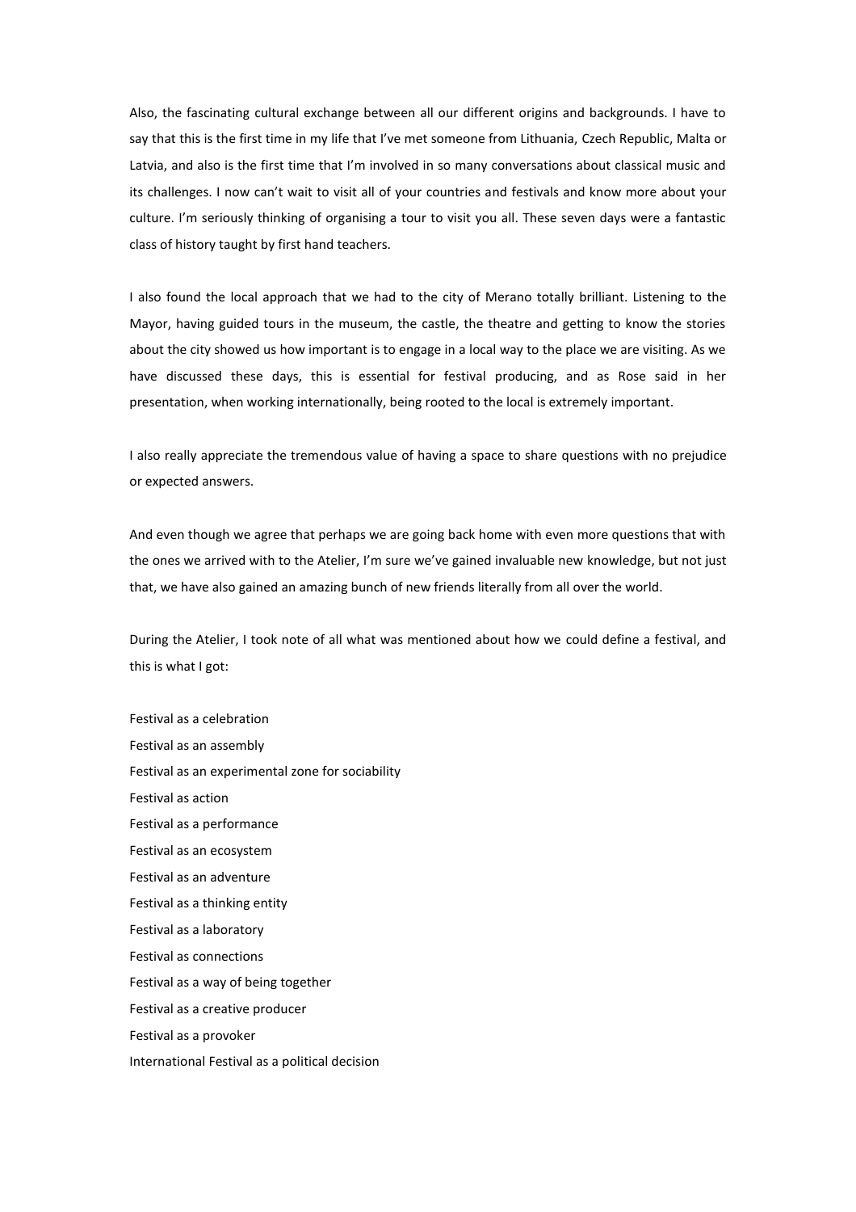Also, the fascinating cultural exchange between all our different origins and backgrounds. I have to say that this is the first time in my life that I've met someone from Lithuania, Czech Republic, Malta or Latvia, and also is the first time that I'm involved in so many conversations about classical music and its challenges. I now can't wait to visit all of your countries and festivals and know more about your culture. I'm seriously thinking of organising a tour to visit you all. These seven days were a fantastic class of history taught by first hand teachers.

I also found the local approach that we had to the city of Merano totally brilliant. Listening to the Mayor, having guided tours in the museum, the castle, the theatre and getting to know the stories about the city showed us how important is to engage in a local way to the place we are visiting. As we have discussed these days, this is essential for festival producing, and as Rose said in her presentation, when working internationally, being rooted to the local is extremely important.

I also really appreciate the tremendous value of having a space to share questions with no prejudice or expected answers.

And even though we agree that perhaps we are going back home with even more questions that with the ones we arrived with to the Atelier, I'm sure we've gained invaluable new knowledge, but not just that, we have also gained an amazing bunch of new friends literally from all over the world.

During the Atelier, I took note of all what was mentioned about how we could define a festival, and this is what I got:

Festival as a celebration
Festival as an assembly
Festival as an experimental zone for sociability
Festival as action
Festival as a performance
Festival as an ecosystem
Festival as an adventure
Festival as a thinking entity
Festival as a laboratory
Festival as connections
Festival as a way of being together
Festival as a creative producer
Festival as a provoker
International Festival as a political decision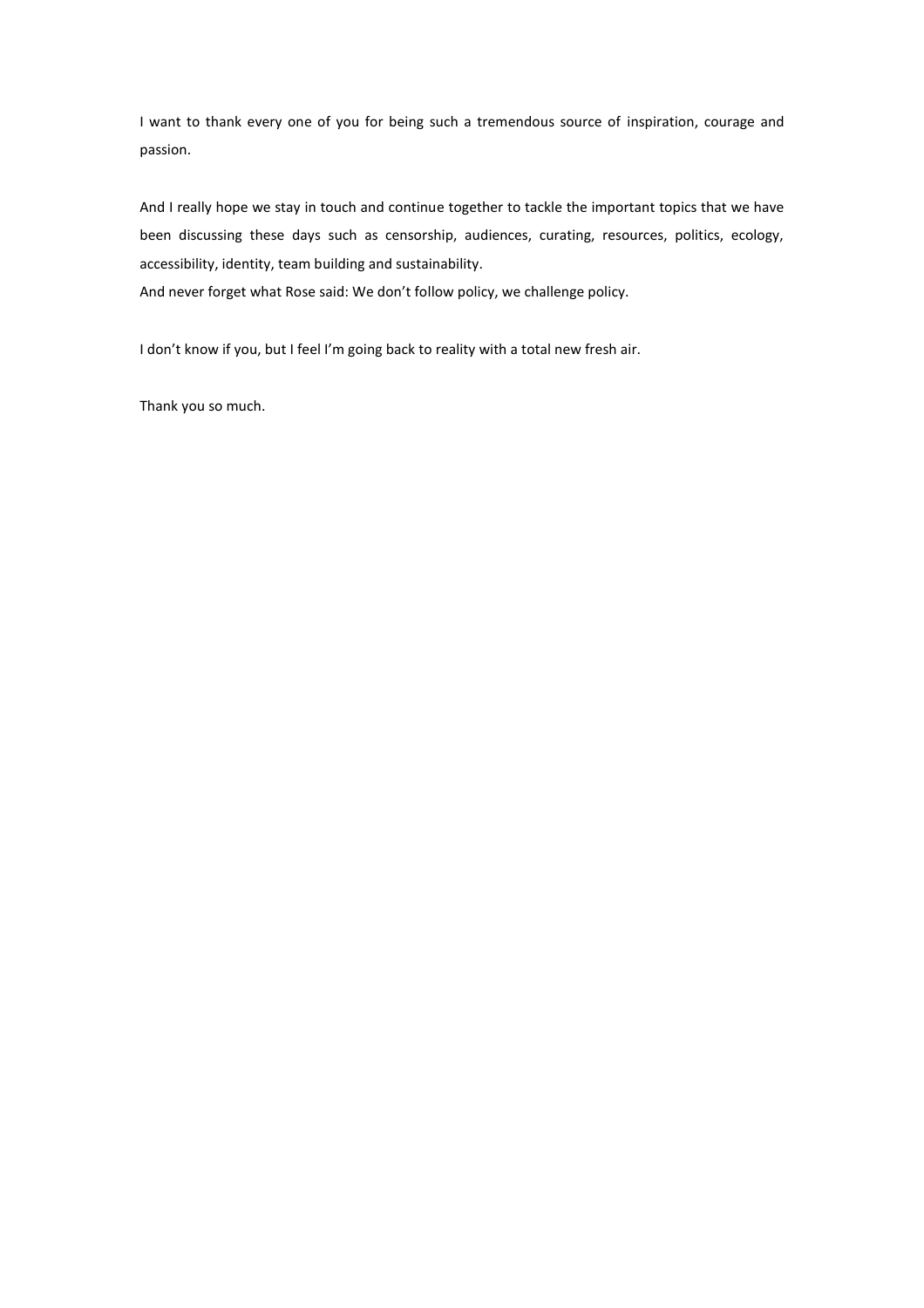I want to thank every one of you for being such a tremendous source of inspiration, courage and passion.

And I really hope we stay in touch and continue together to tackle the important topics that we have been discussing these days such as censorship, audiences, curating, resources, politics, ecology, accessibility, identity, team building and sustainability.
And never forget what Rose said: We don't follow policy, we challenge policy.

I don't know if you, but I feel I'm going back to reality with a total new fresh air.

Thank you so much.